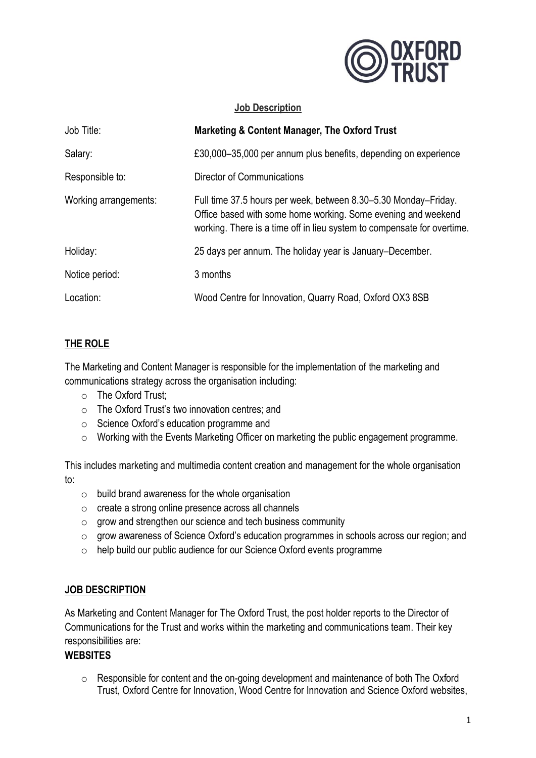**Job Description**

| Job Title: | **Marketing & Content Manager, The Oxford Trust** |
| --- | --- |
| Salary: | £30,000–35,000 per annum plus benefits, depending on experience |
| Responsible to: | Director of Communications |
| Working arrangements: | Full time 37.5 hours per week, between 8.30–5.30 Monday–Friday. Office based with some home working. Some evening and weekend working. There is a time off in lieu system to compensate for overtime. |
| Holiday: | 25 days per annum. The holiday year is January–December. |
| Notice period: | 3 months |
| Location: | Wood Centre for Innovation, Quarry Road, Oxford OX3 8SB |

## THE ROLE

The Marketing and Content Manager is responsible for the implementation of the marketing and communications strategy across the organisation including:

- The Oxford Trust;
- The Oxford Trust's two innovation centres; and
- Science Oxford's education programme and
- Working with the Events Marketing Officer on marketing the public engagement programme.

This includes marketing and multimedia content creation and management for the whole organisation to:

- build brand awareness for the whole organisation
- create a strong online presence across all channels
- grow and strengthen our science and tech business community
- grow awareness of Science Oxford's education programmes in schools across our region; and
- help build our public audience for our Science Oxford events programme

## JOB DESCRIPTION

As Marketing and Content Manager for The Oxford Trust, the post holder reports to the Director of Communications for the Trust and works within the marketing and communications team. Their key responsibilities are:

### WEBSITES

- Responsible for content and the on-going development and maintenance of both The Oxford Trust, Oxford Centre for Innovation, Wood Centre for Innovation and Science Oxford websites,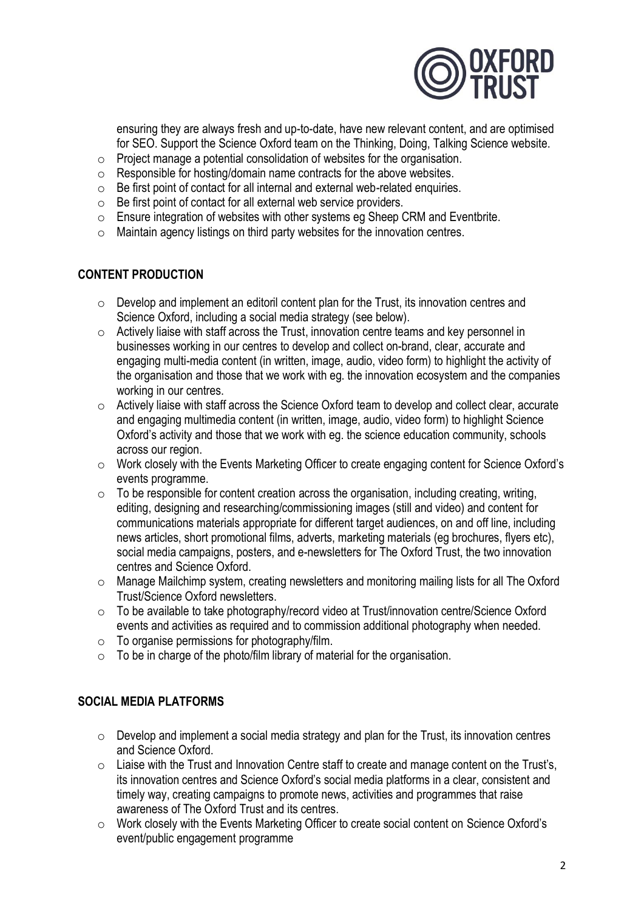ensuring they are always fresh and up-to-date, have new relevant content, and are optimised for SEO. Support the Science Oxford team on the Thinking, Doing, Talking Science website.

- Project manage a potential consolidation of websites for the organisation.
- Responsible for hosting/domain name contracts for the above websites.
- Be first point of contact for all internal and external web-related enquiries.
- Be first point of contact for all external web service providers.
- Ensure integration of websites with other systems eg Sheep CRM and Eventbrite.
- Maintain agency listings on third party websites for the innovation centres.

## CONTENT PRODUCTION

- Develop and implement an editoril content plan for the Trust, its innovation centres and Science Oxford, including a social media strategy (see below).
- Actively liaise with staff across the Trust, innovation centre teams and key personnel in businesses working in our centres to develop and collect on-brand, clear, accurate and engaging multi-media content (in written, image, audio, video form) to highlight the activity of the organisation and those that we work with eg. the innovation ecosystem and the companies working in our centres.
- Actively liaise with staff across the Science Oxford team to develop and collect clear, accurate and engaging multimedia content (in written, image, audio, video form) to highlight Science Oxford's activity and those that we work with eg. the science education community, schools across our region.
- Work closely with the Events Marketing Officer to create engaging content for Science Oxford's events programme.
- To be responsible for content creation across the organisation, including creating, writing, editing, designing and researching/commissioning images (still and video) and content for communications materials appropriate for different target audiences, on and off line, including news articles, short promotional films, adverts, marketing materials (eg brochures, flyers etc), social media campaigns, posters, and e-newsletters for The Oxford Trust, the two innovation centres and Science Oxford.
- Manage Mailchimp system, creating newsletters and monitoring mailing lists for all The Oxford Trust/Science Oxford newsletters.
- To be available to take photography/record video at Trust/innovation centre/Science Oxford events and activities as required and to commission additional photography when needed.
- To organise permissions for photography/film.
- To be in charge of the photo/film library of material for the organisation.

## SOCIAL MEDIA PLATFORMS

- Develop and implement a social media strategy and plan for the Trust, its innovation centres and Science Oxford.
- Liaise with the Trust and Innovation Centre staff to create and manage content on the Trust's, its innovation centres and Science Oxford's social media platforms in a clear, consistent and timely way, creating campaigns to promote news, activities and programmes that raise awareness of The Oxford Trust and its centres.
- Work closely with the Events Marketing Officer to create social content on Science Oxford's event/public engagement programme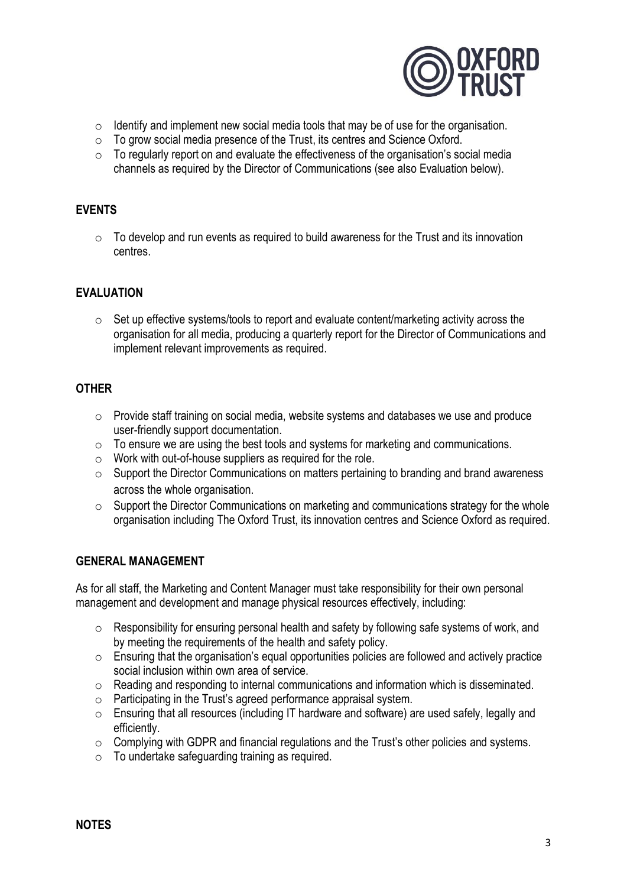- Identify and implement new social media tools that may be of use for the organisation.
- To grow social media presence of the Trust, its centres and Science Oxford.
- To regularly report on and evaluate the effectiveness of the organisation's social media channels as required by the Director of Communications (see also Evaluation below).

## EVENTS

- To develop and run events as required to build awareness for the Trust and its innovation centres.

## EVALUATION

- Set up effective systems/tools to report and evaluate content/marketing activity across the organisation for all media, producing a quarterly report for the Director of Communications and implement relevant improvements as required.

## OTHER

- Provide staff training on social media, website systems and databases we use and produce user-friendly support documentation.
- To ensure we are using the best tools and systems for marketing and communications.
- Work with out-of-house suppliers as required for the role.
- Support the Director Communications on matters pertaining to branding and brand awareness across the whole organisation.
- Support the Director Communications on marketing and communications strategy for the whole organisation including The Oxford Trust, its innovation centres and Science Oxford as required.

## GENERAL MANAGEMENT

As for all staff, the Marketing and Content Manager must take responsibility for their own personal management and development and manage physical resources effectively, including:

- Responsibility for ensuring personal health and safety by following safe systems of work, and by meeting the requirements of the health and safety policy.
- Ensuring that the organisation's equal opportunities policies are followed and actively practice social inclusion within own area of service.
- Reading and responding to internal communications and information which is disseminated.
- Participating in the Trust's agreed performance appraisal system.
- Ensuring that all resources (including IT hardware and software) are used safely, legally and efficiently.
- Complying with GDPR and financial regulations and the Trust's other policies and systems.
- To undertake safeguarding training as required.

## NOTES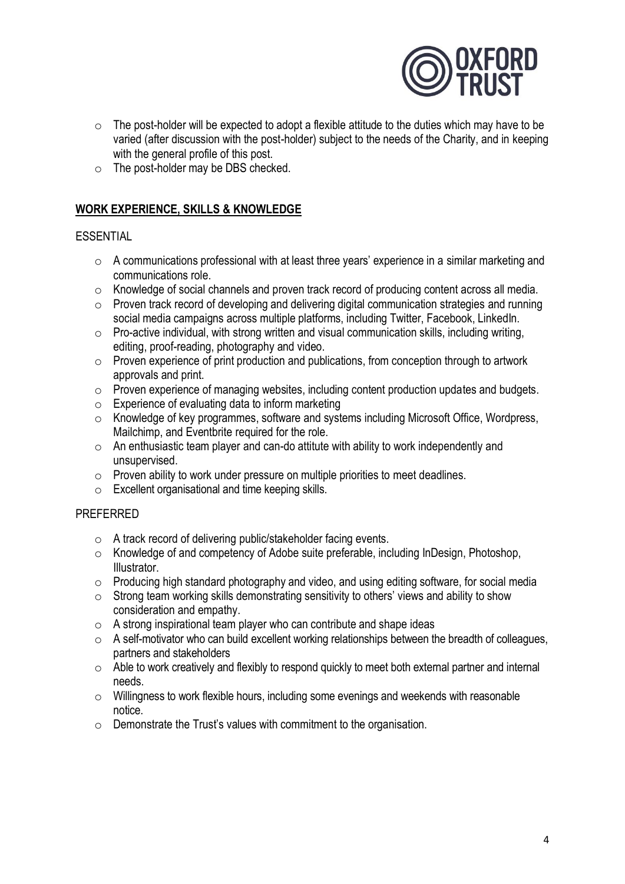- The post-holder will be expected to adopt a flexible attitude to the duties which may have to be varied (after discussion with the post-holder) subject to the needs of the Charity, and in keeping with the general profile of this post.
- The post-holder may be DBS checked.

## WORK EXPERIENCE, SKILLS & KNOWLEDGE

### ESSENTIAL

- A communications professional with at least three years' experience in a similar marketing and communications role.
- Knowledge of social channels and proven track record of producing content across all media.
- Proven track record of developing and delivering digital communication strategies and running social media campaigns across multiple platforms, including Twitter, Facebook, LinkedIn.
- Pro-active individual, with strong written and visual communication skills, including writing, editing, proof-reading, photography and video.
- Proven experience of print production and publications, from conception through to artwork approvals and print.
- Proven experience of managing websites, including content production updates and budgets.
- Experience of evaluating data to inform marketing
- Knowledge of key programmes, software and systems including Microsoft Office, Wordpress, Mailchimp, and Eventbrite required for the role.
- An enthusiastic team player and can-do attitute with ability to work independently and unsupervised.
- Proven ability to work under pressure on multiple priorities to meet deadlines.
- Excellent organisational and time keeping skills.

### PREFERRED

- A track record of delivering public/stakeholder facing events.
- Knowledge of and competency of Adobe suite preferable, including InDesign, Photoshop, Illustrator.
- Producing high standard photography and video, and using editing software, for social media
- Strong team working skills demonstrating sensitivity to others' views and ability to show consideration and empathy.
- A strong inspirational team player who can contribute and shape ideas
- A self-motivator who can build excellent working relationships between the breadth of colleagues, partners and stakeholders
- Able to work creatively and flexibly to respond quickly to meet both external partner and internal needs.
- Willingness to work flexible hours, including some evenings and weekends with reasonable notice.
- Demonstrate the Trust's values with commitment to the organisation.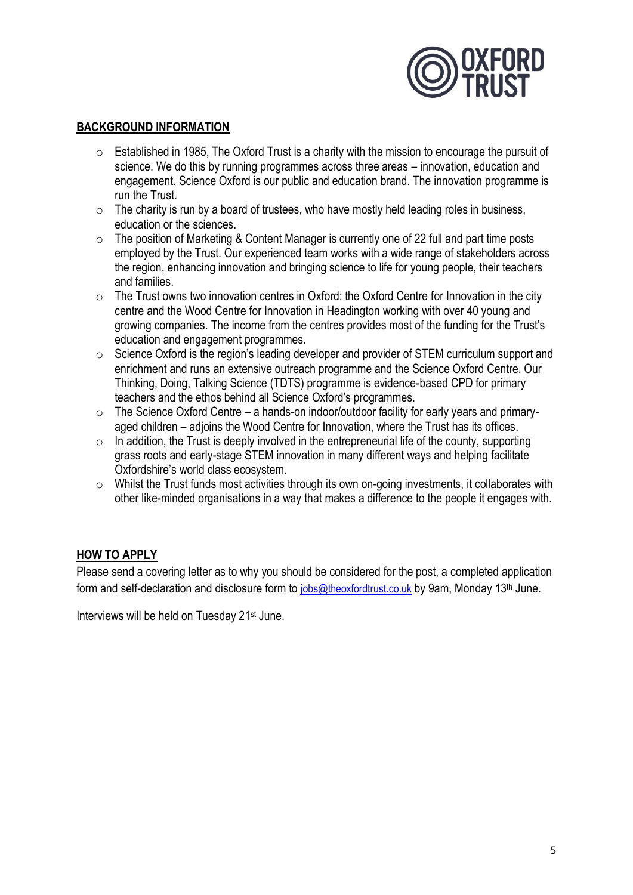## BACKGROUND INFORMATION

- Established in 1985, The Oxford Trust is a charity with the mission to encourage the pursuit of science. We do this by running programmes across three areas – innovation, education and engagement. Science Oxford is our public and education brand. The innovation programme is run the Trust.
- The charity is run by a board of trustees, who have mostly held leading roles in business, education or the sciences.
- The position of Marketing & Content Manager is currently one of 22 full and part time posts employed by the Trust. Our experienced team works with a wide range of stakeholders across the region, enhancing innovation and bringing science to life for young people, their teachers and families.
- The Trust owns two innovation centres in Oxford: the Oxford Centre for Innovation in the city centre and the Wood Centre for Innovation in Headington working with over 40 young and growing companies. The income from the centres provides most of the funding for the Trust's education and engagement programmes.
- Science Oxford is the region's leading developer and provider of STEM curriculum support and enrichment and runs an extensive outreach programme and the Science Oxford Centre. Our Thinking, Doing, Talking Science (TDTS) programme is evidence-based CPD for primary teachers and the ethos behind all Science Oxford's programmes.
- The Science Oxford Centre – a hands-on indoor/outdoor facility for early years and primary-aged children – adjoins the Wood Centre for Innovation, where the Trust has its offices.
- In addition, the Trust is deeply involved in the entrepreneurial life of the county, supporting grass roots and early-stage STEM innovation in many different ways and helping facilitate Oxfordshire's world class ecosystem.
- Whilst the Trust funds most activities through its own on-going investments, it collaborates with other like-minded organisations in a way that makes a difference to the people it engages with.

## HOW TO APPLY

Please send a covering letter as to why you should be considered for the post, a completed application form and self-declaration and disclosure form to jobs@theoxfordtrust.co.uk by 9am, Monday 13th June.

Interviews will be held on Tuesday 21st June.